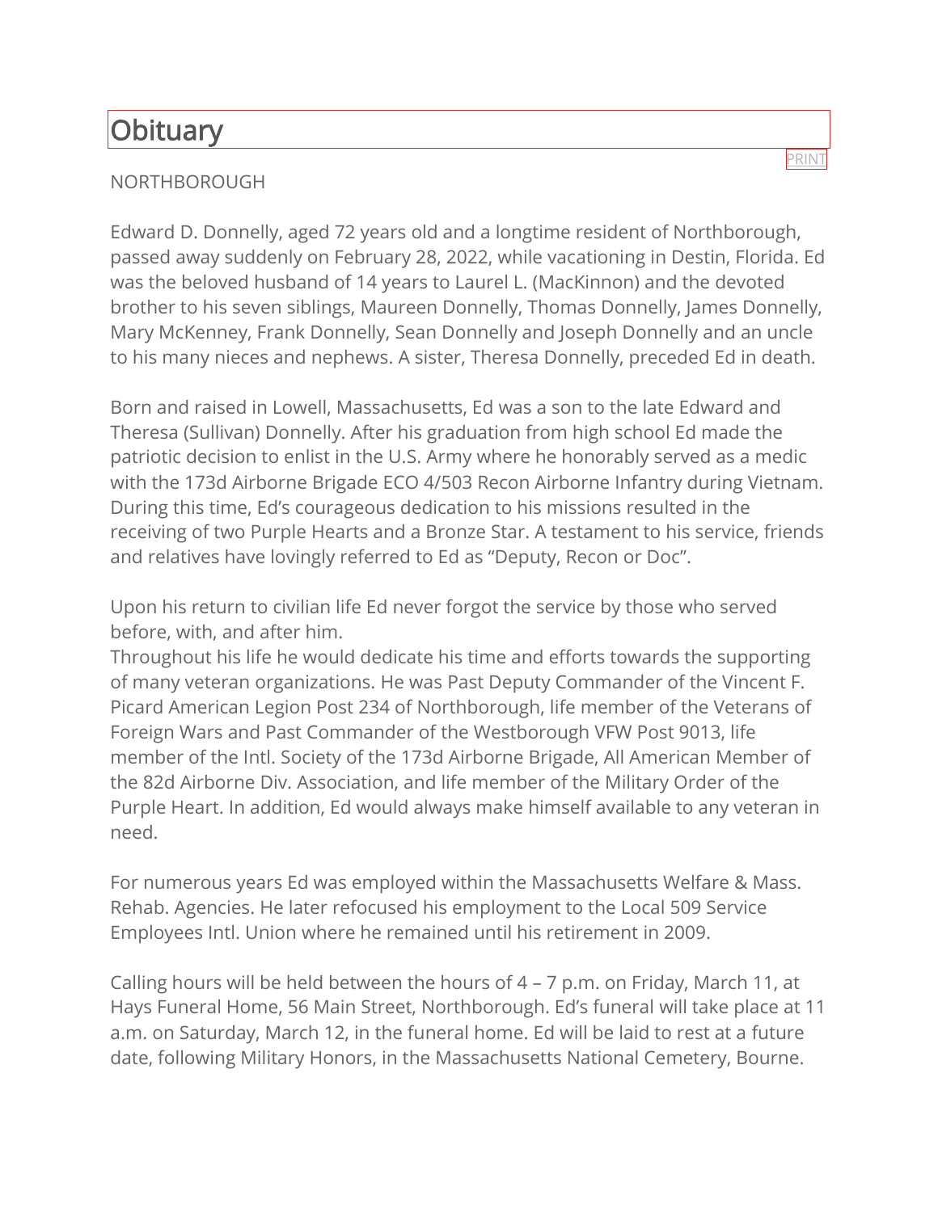# Obituary

PRINT

NORTHBOROUGH

Edward D. Donnelly, aged 72 years old and a longtime resident of Northborough, passed away suddenly on February 28, 2022, while vacationing in Destin, Florida. Ed was the beloved husband of 14 years to Laurel L. (MacKinnon) and the devoted brother to his seven siblings, Maureen Donnelly, Thomas Donnelly, James Donnelly, Mary McKenney, Frank Donnelly, Sean Donnelly and Joseph Donnelly and an uncle to his many nieces and nephews. A sister, Theresa Donnelly, preceded Ed in death.

Born and raised in Lowell, Massachusetts, Ed was a son to the late Edward and Theresa (Sullivan) Donnelly. After his graduation from high school Ed made the patriotic decision to enlist in the U.S. Army where he honorably served as a medic with the 173d Airborne Brigade ECO 4/503 Recon Airborne Infantry during Vietnam. During this time, Ed's courageous dedication to his missions resulted in the receiving of two Purple Hearts and a Bronze Star. A testament to his service, friends and relatives have lovingly referred to Ed as "Deputy, Recon or Doc".

Upon his return to civilian life Ed never forgot the service by those who served before, with, and after him.
Throughout his life he would dedicate his time and efforts towards the supporting of many veteran organizations. He was Past Deputy Commander of the Vincent F. Picard American Legion Post 234 of Northborough, life member of the Veterans of Foreign Wars and Past Commander of the Westborough VFW Post 9013, life member of the Intl. Society of the 173d Airborne Brigade, All American Member of the 82d Airborne Div. Association, and life member of the Military Order of the Purple Heart. In addition, Ed would always make himself available to any veteran in need.

For numerous years Ed was employed within the Massachusetts Welfare & Mass. Rehab. Agencies. He later refocused his employment to the Local 509 Service Employees Intl. Union where he remained until his retirement in 2009.

Calling hours will be held between the hours of 4 – 7 p.m. on Friday, March 11, at Hays Funeral Home, 56 Main Street, Northborough. Ed's funeral will take place at 11 a.m. on Saturday, March 12, in the funeral home. Ed will be laid to rest at a future date, following Military Honors, in the Massachusetts National Cemetery, Bourne.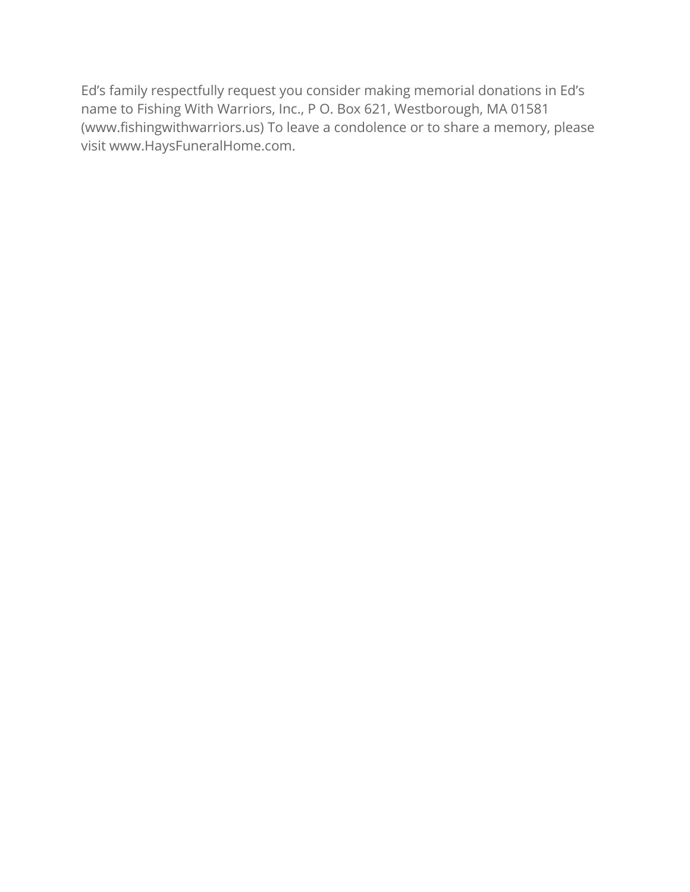Ed’s family respectfully request you consider making memorial donations in Ed’s name to Fishing With Warriors, Inc., P O. Box 621, Westborough, MA 01581 (www.fishingwithwarriors.us) To leave a condolence or to share a memory, please visit www.HaysFuneralHome.com.